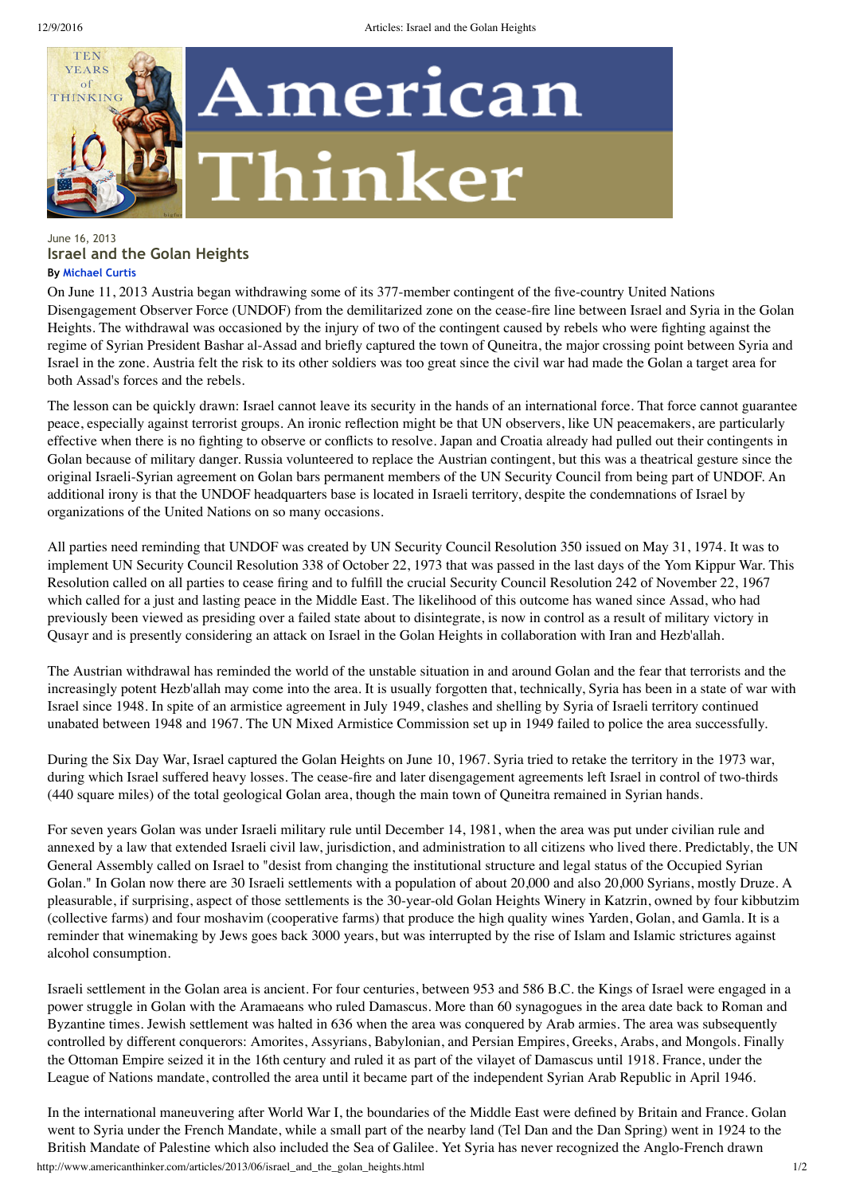June 16, 2013

## Israel and the Golan Heights

**By Michael Curtis**

On June 11, 2013 Austria began withdrawing some of its 377-member contingent of the five-country United Nations Disengagement Observer Force (UNDOF) from the demilitarized zone on the cease-fire line between Israel and Syria in the Golan Heights. The withdrawal was occasioned by the injury of two of the contingent caused by rebels who were fighting against the regime of Syrian President Bashar al-Assad and briefly captured the town of Queneitra, the major crossing point between Syria and Israel in the zone. Austria felt the risk to its other soldiers was too great since the civil war had made the Golan a target area for both Assad's forces and the rebels.

The lesson can be quickly drawn: Israel cannot leave its security in the hands of an international force. That force cannot guarantee peace, especially against terrorist groups. An ironic reflection might be that UN observers, like UN peacemakers, are particularly effective when there is no fighting to observe or conflicts to resolve. Japan and Croatia already had pulled out their contingents in Golan because of military danger. Russia volunteered to replace the Austrian contingent, but this was a theatrical gesture since the original Israeli-Syrian agreement on Golan bars permanent members of the UN Security Council from being part of UNDOF. An additional irony is that the UNDOF headquarters base is located in Israeli territory, despite the condemnations of Israel by organizations of the United Nations on so many occasions.

All parties need reminding that UNDOF was created by UN Security Council Resolution 350 issued on May 31, 1974. It was to implement UN Security Council Resolution 338 of October 22, 1973 that was passed in the last days of the Yom Kippur War. This Resolution called on all parties to cease firing and to fulfill the crucial Security Council Resolution 242 of November 22, 1967 which called for a just and lasting peace in the Middle East. The likelihood of this outcome has waned since Assad, who had previously been viewed as presiding over a failed state about to disintegrate, is now in control as a result of military victory in Qusayr and is presently considering an attack on Israel in the Golan Heights in collaboration with Iran and Hezb'allah.

The Austrian withdrawal has reminded the world of the unstable situation in and around Golan and the fear that terrorists and the increasingly potent Hezb'allah may come into the area. It is usually forgotten that, technically, Syria has been in a state of war with Israel since 1948. In spite of an armistice agreement in July 1949, clashes and shelling by Syria of Israeli territory continued unabated between 1948 and 1967. The UN Mixed Armistice Commission set up in 1949 failed to police the area successfully.

During the Six Day War, Israel captured the Golan Heights on June 10, 1967. Syria tried to retake the territory in the 1973 war, during which Israel suffered heavy losses. The cease-fire and later disengagement agreements left Israel in control of two-thirds (440 square miles) of the total geological Golan area, though the main town of Quneitra remained in Syrian hands.

For seven years Golan was under Israeli military rule until December 14, 1981, when the area was put under civilian rule and annexed by a law that extended Israeli civil law, jurisdiction, and administration to all citizens who lived there. Predictably, the UN General Assembly called on Israel to "desist from changing the institutional structure and legal status of the Occupied Syrian Golan." In Golan now there are 30 Israeli settlements with a population of about 20,000 and also 20,000 Syrians, mostly Druze. A pleasurable, if surprising, aspect of those settlements is the 30-year-old Golan Heights Winery in Katzrin, owned by four kibbutzim (collective farms) and four moshavim (cooperative farms) that produce the high quality wines Yarden, Golan, and Gamla. It is a reminder that winemaking by Jews goes back 3000 years, but was interrupted by the rise of Islam and Islamic strictures against alcohol consumption.

Israeli settlement in the Golan area is ancient. For four centuries, between 953 and 586 B.C. the Kings of Israel were engaged in a power struggle in Golan with the Aramaeans who ruled Damascus. More than 60 synagogues in the area date back to Roman and Byzantine times. Jewish settlement was halted in 636 when the area was conquered by Arab armies. The area was subsequently controlled by different conquerors: Amorites, Assyrians, Babylonian, and Persian Empires, Greeks, Arabs, and Mongols. Finally the Ottoman Empire seized it in the 16th century and ruled it as part of the vilayet of Damascus until 1918. France, under the League of Nations mandate, controlled the area until it became part of the independent Syrian Arab Republic in April 1946.

In the international maneuvering after World War I, the boundaries of the Middle East were defined by Britain and France. Golan went to Syria under the French Mandate, while a small part of the nearby land (Tel Dan and the Dan Spring) went in 1924 to the British Mandate of Palestine which also included the Sea of Galilee. Yet Syria has never recognized the Anglo-French drawn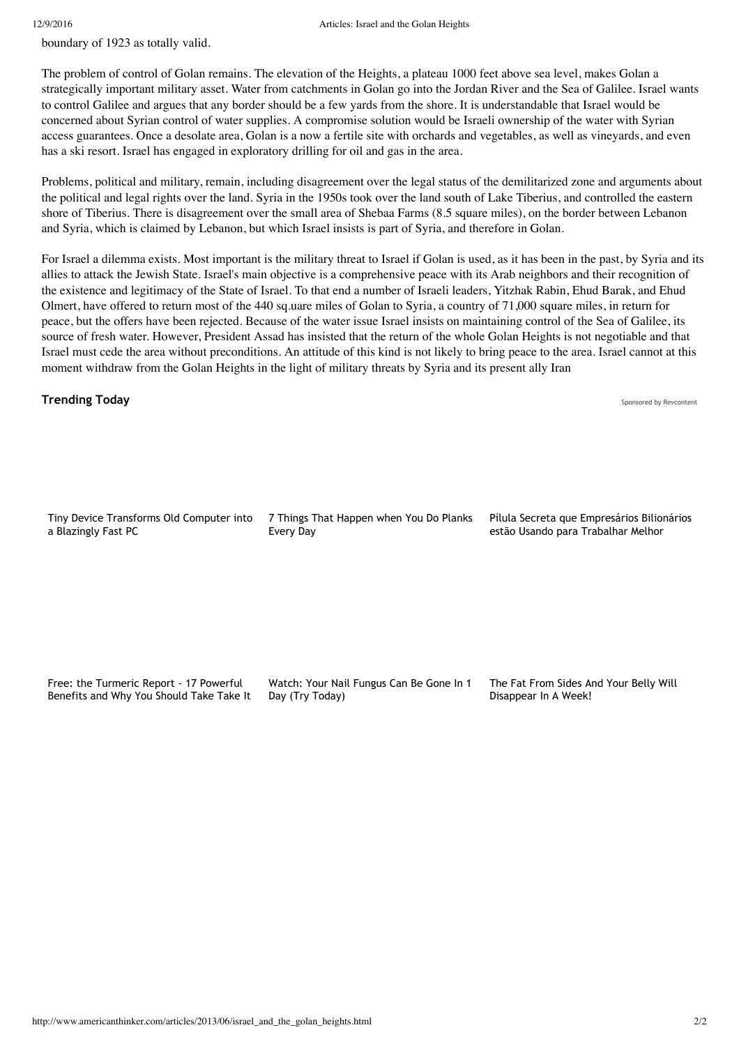boundary of 1923 as totally valid.

The problem of control of Golan remains. The elevation of the Heights, a plateau 1000 feet above sea level, makes Golan a strategically important military asset. Water from catchments in Golan go into the Jordan River and the Sea of Galilee. Israel wants to control Galilee and argues that any border should be a few yards from the shore. It is understandable that Israel would be concerned about Syrian control of water supplies. A compromise solution would be Israeli ownership of the water with Syrian access guarantees. Once a desolate area, Golan is a now a fertile site with orchards and vegetables, as well as vineyards, and even has a ski resort. Israel has engaged in exploratory drilling for oil and gas in the area.

Problems, political and military, remain, including disagreement over the legal status of the demilitarized zone and arguments about the political and legal rights over the land. Syria in the 1950s took over the land south of Lake Tiberius, and controlled the eastern shore of Tiberius. There is disagreement over the small area of Shebaa Farms (8.5 square miles), on the border between Lebanon and Syria, which is claimed by Lebanon, but which Israel insists is part of Syria, and therefore in Golan.

For Israel a dilemma exists. Most important is the military threat to Israel if Golan is used, as it has been in the past, by Syria and its allies to attack the Jewish State. Israel's main objective is a comprehensive peace with its Arab neighbors and their recognition of the existence and legitimacy of the State of Israel. To that end a number of Israeli leaders, Yitzhak Rabin, Ehud Barak, and Ehud Olmert, have offered to return most of the 440 sq.uare miles of Golan to Syria, a country of 71,000 square miles, in return for peace, but the offers have been rejected. Because of the water issue Israel insists on maintaining control of the Sea of Galilee, its source of fresh water. However, President Assad has insisted that the return of the whole Golan Heights is not negotiable and that Israel must cede the area without preconditions. An attitude of this kind is not likely to bring peace to the area. Israel cannot at this moment withdraw from the Golan Heights in the light of military threats by Syria and its present ally Iran

**Trending Today**

Sponsored by Revcontent

Tiny Device Transforms Old Computer into a Blazingly Fast PC

7 Things That Happen when You Do Planks Every Day

Pílula Secreta que Empresários Bilionários estão Usando para Trabalhar Melhor

Free: the Turmeric Report - 17 Powerful Benefits and Why You Should Take Take It

Watch: Your Nail Fungus Can Be Gone In 1 Day (Try Today)

The Fat From Sides And Your Belly Will Disappear In A Week!